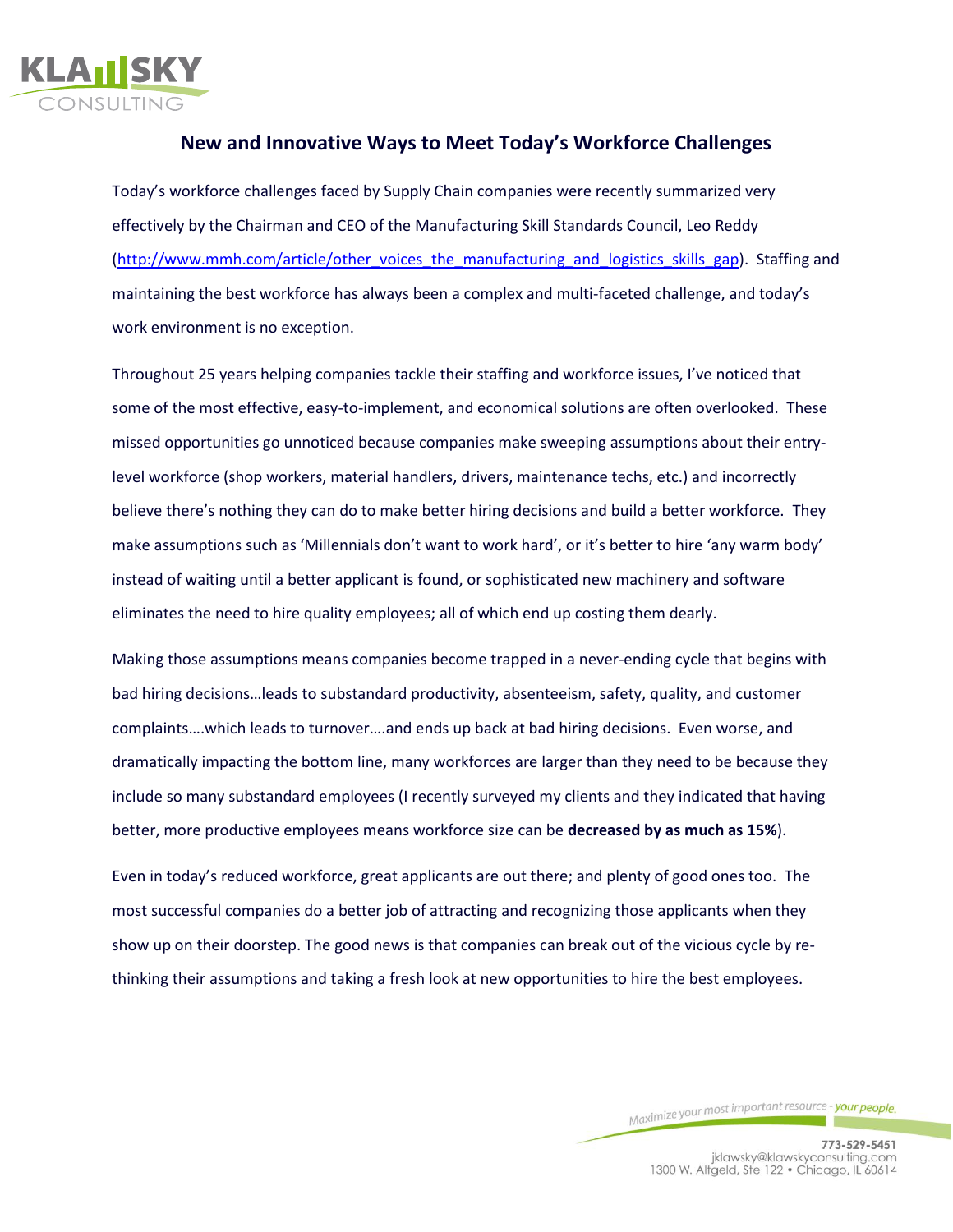# New and Innovative Ways to Meet Today's Workforce Challenges

Today's workforce challenges faced by Supply Chain companies were recently summarized very effectively by the Chairman and CEO of the Manufacturing Skill Standards Council, Leo Reddy (http://www.mmh.com/article/other_voices_the_manufacturing_and_logistics_skills_gap). Staffing and maintaining the best workforce has always been a complex and multi-faceted challenge, and today's work environment is no exception.

Throughout 25 years helping companies tackle their staffing and workforce issues, I've noticed that some of the most effective, easy-to-implement, and economical solutions are often overlooked. These missed opportunities go unnoticed because companies make sweeping assumptions about their entry-level workforce (shop workers, material handlers, drivers, maintenance techs, etc.) and incorrectly believe there's nothing they can do to make better hiring decisions and build a better workforce. They make assumptions such as 'Millennials don't want to work hard', or it's better to hire 'any warm body' instead of waiting until a better applicant is found, or sophisticated new machinery and software eliminates the need to hire quality employees; all of which end up costing them dearly.

Making those assumptions means companies become trapped in a never-ending cycle that begins with bad hiring decisions…leads to substandard productivity, absenteeism, safety, quality, and customer complaints….which leads to turnover….and ends up back at bad hiring decisions. Even worse, and dramatically impacting the bottom line, many workforces are larger than they need to be because they include so many substandard employees (I recently surveyed my clients and they indicated that having better, more productive employees means workforce size can be **decreased by as much as 15%**).

Even in today's reduced workforce, great applicants are out there; and plenty of good ones too. The most successful companies do a better job of attracting and recognizing those applicants when they show up on their doorstep. The good news is that companies can break out of the vicious cycle by re-thinking their assumptions and taking a fresh look at new opportunities to hire the best employees.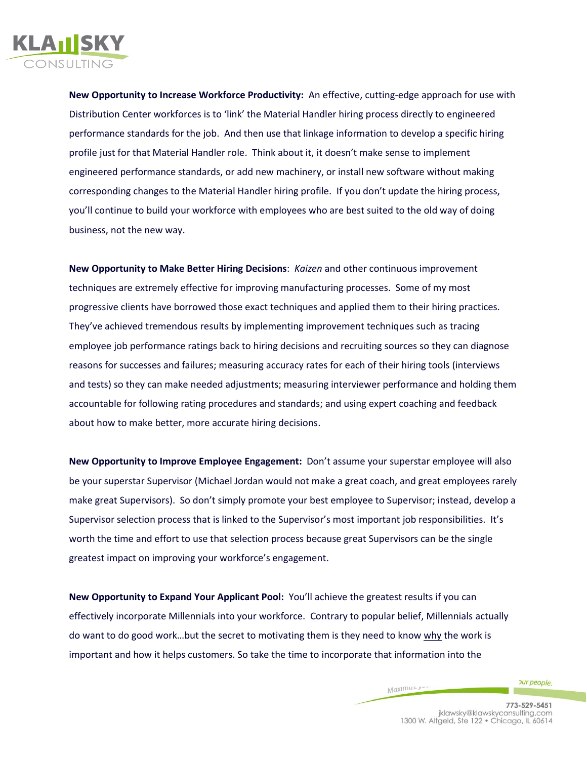**New Opportunity to Increase Workforce Productivity:** An effective, cutting-edge approach for use with Distribution Center workforces is to 'link' the Material Handler hiring process directly to engineered performance standards for the job. And then use that linkage information to develop a specific hiring profile just for that Material Handler role. Think about it, it doesn't make sense to implement engineered performance standards, or add new machinery, or install new software without making corresponding changes to the Material Handler hiring profile. If you don't update the hiring process, you'll continue to build your workforce with employees who are best suited to the old way of doing business, not the new way.

**New Opportunity to Make Better Hiring Decisions**: *Kaizen* and other continuous improvement techniques are extremely effective for improving manufacturing processes. Some of my most progressive clients have borrowed those exact techniques and applied them to their hiring practices. They've achieved tremendous results by implementing improvement techniques such as tracing employee job performance ratings back to hiring decisions and recruiting sources so they can diagnose reasons for successes and failures; measuring accuracy rates for each of their hiring tools (interviews and tests) so they can make needed adjustments; measuring interviewer performance and holding them accountable for following rating procedures and standards; and using expert coaching and feedback about how to make better, more accurate hiring decisions.

**New Opportunity to Improve Employee Engagement:** Don't assume your superstar employee will also be your superstar Supervisor (Michael Jordan would not make a great coach, and great employees rarely make great Supervisors). So don't simply promote your best employee to Supervisor; instead, develop a Supervisor selection process that is linked to the Supervisor's most important job responsibilities. It's worth the time and effort to use that selection process because great Supervisors can be the single greatest impact on improving your workforce's engagement.

**New Opportunity to Expand Your Applicant Pool:** You'll achieve the greatest results if you can effectively incorporate Millennials into your workforce. Contrary to popular belief, Millennials actually do want to do good work…but the secret to motivating them is they need to know <u>why</u> the work is important and how it helps customers. So take the time to incorporate that information into the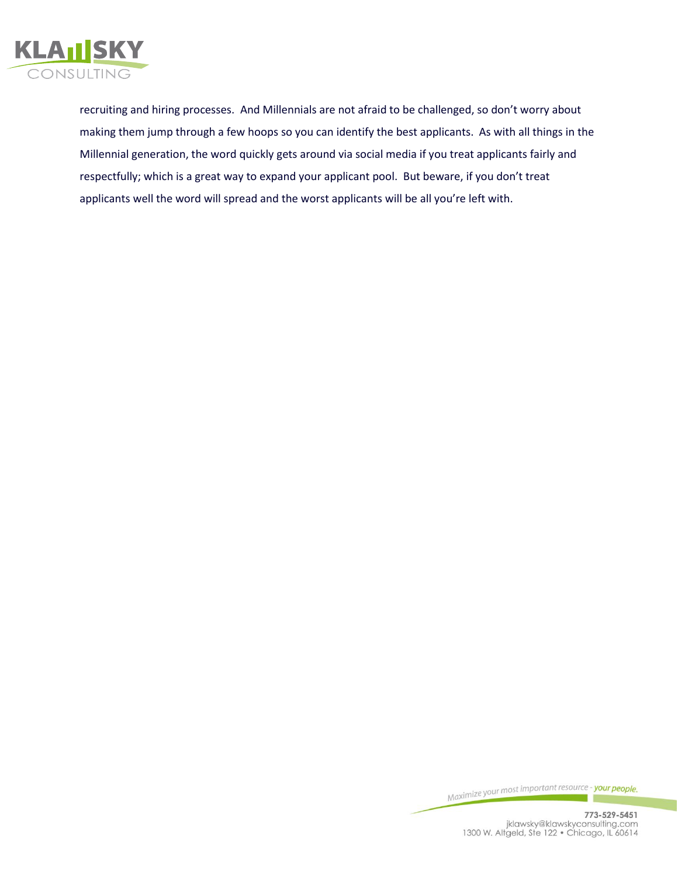recruiting and hiring processes.  And Millennials are not afraid to be challenged, so don't worry about making them jump through a few hoops so you can identify the best applicants.  As with all things in the Millennial generation, the word quickly gets around via social media if you treat applicants fairly and respectfully; which is a great way to expand your applicant pool.  But beware, if you don't treat applicants well the word will spread and the worst applicants will be all you're left with.